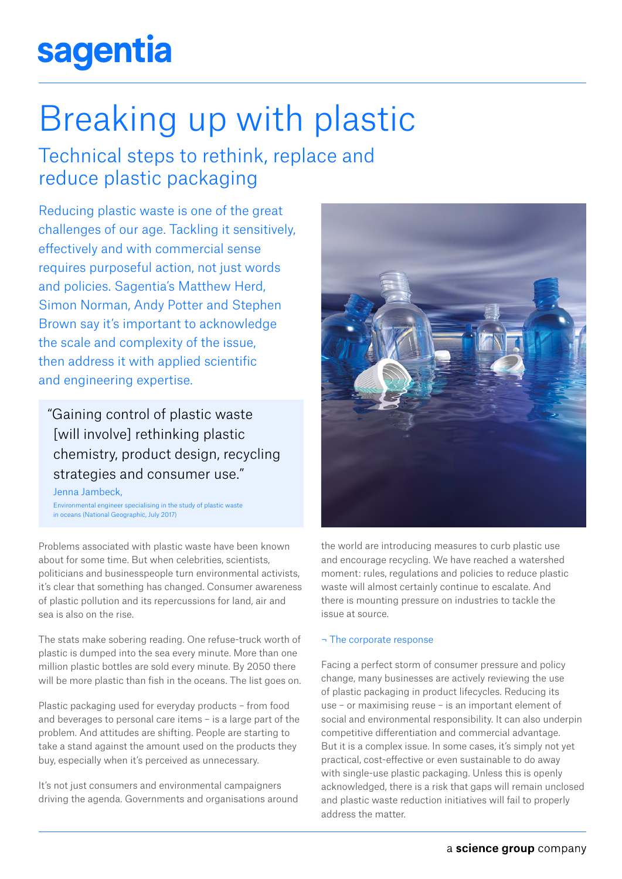sagentia

# Breaking up with plastic

## Technical steps to rethink, replace and reduce plastic packaging

Reducing plastic waste is one of the great challenges of our age. Tackling it sensitively, effectively and with commercial sense requires purposeful action, not just words and policies. Sagentia's Matthew Herd, Simon Norman, Andy Potter and Stephen Brown say it's important to acknowledge the scale and complexity of the issue, then address it with applied scientific and engineering expertise.

> "Gaining control of plastic waste [will involve] rethinking plastic chemistry, product design, recycling strategies and consumer use."
>
> Jenna Jambeck,
> Environmental engineer specialising in the study of plastic waste in oceans (National Geographic, July 2017)

Problems associated with plastic waste have been known about for some time. But when celebrities, scientists, politicians and businesspeople turn environmental activists, it's clear that something has changed. Consumer awareness of plastic pollution and its repercussions for land, air and sea is also on the rise.

The stats make sobering reading. One refuse-truck worth of plastic is dumped into the sea every minute. More than one million plastic bottles are sold every minute. By 2050 there will be more plastic than fish in the oceans. The list goes on.

Plastic packaging used for everyday products – from food and beverages to personal care items – is a large part of the problem. And attitudes are shifting. People are starting to take a stand against the amount used on the products they buy, especially when it's perceived as unnecessary.

It's not just consumers and environmental campaigners driving the agenda. Governments and organisations around the world are introducing measures to curb plastic use and encourage recycling. We have reached a watershed moment: rules, regulations and policies to reduce plastic waste will almost certainly continue to escalate. And there is mounting pressure on industries to tackle the issue at source.

### ¬ The corporate response

Facing a perfect storm of consumer pressure and policy change, many businesses are actively reviewing the use of plastic packaging in product lifecycles. Reducing its use – or maximising reuse – is an important element of social and environmental responsibility. It can also underpin competitive differentiation and commercial advantage. But it is a complex issue. In some cases, it's simply not yet practical, cost-effective or even sustainable to do away with single-use plastic packaging. Unless this is openly acknowledged, there is a risk that gaps will remain unclosed and plastic waste reduction initiatives will fail to properly address the matter.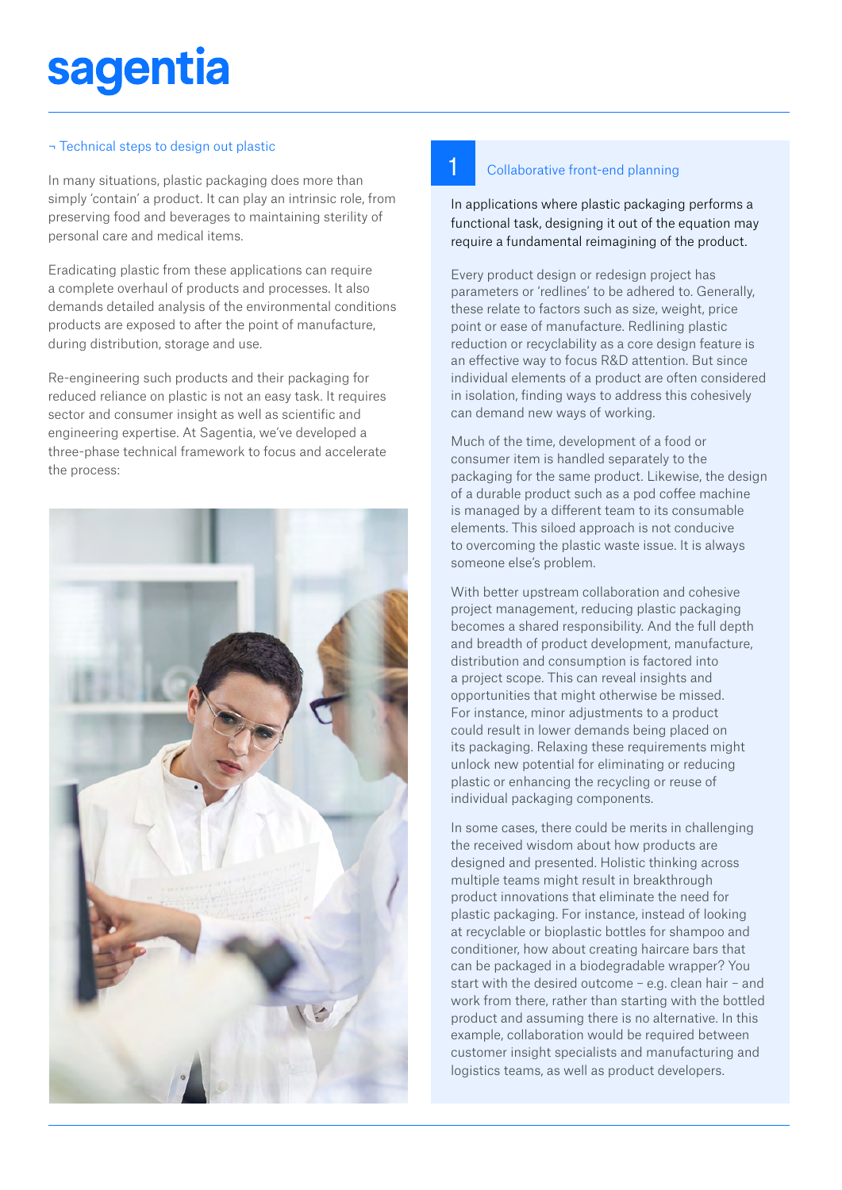¬ Technical steps to design out plastic

In many situations, plastic packaging does more than simply 'contain' a product. It can play an intrinsic role, from preserving food and beverages to maintaining sterility of personal care and medical items.

Eradicating plastic from these applications can require a complete overhaul of products and processes. It also demands detailed analysis of the environmental conditions products are exposed to after the point of manufacture, during distribution, storage and use.

Re-engineering such products and their packaging for reduced reliance on plastic is not an easy task. It requires sector and consumer insight as well as scientific and engineering expertise. At Sagentia, we've developed a three-phase technical framework to focus and accelerate the process:

## 1 Collaborative front-end planning

In applications where plastic packaging performs a functional task, designing it out of the equation may require a fundamental reimagining of the product.

Every product design or redesign project has parameters or 'redlines' to be adhered to. Generally, these relate to factors such as size, weight, price point or ease of manufacture. Redlining plastic reduction or recyclability as a core design feature is an effective way to focus R&D attention. But since individual elements of a product are often considered in isolation, finding ways to address this cohesively can demand new ways of working.

Much of the time, development of a food or consumer item is handled separately to the packaging for the same product. Likewise, the design of a durable product such as a pod coffee machine is managed by a different team to its consumable elements. This siloed approach is not conducive to overcoming the plastic waste issue. It is always someone else's problem.

With better upstream collaboration and cohesive project management, reducing plastic packaging becomes a shared responsibility. And the full depth and breadth of product development, manufacture, distribution and consumption is factored into a project scope. This can reveal insights and opportunities that might otherwise be missed. For instance, minor adjustments to a product could result in lower demands being placed on its packaging. Relaxing these requirements might unlock new potential for eliminating or reducing plastic or enhancing the recycling or reuse of individual packaging components.

In some cases, there could be merits in challenging the received wisdom about how products are designed and presented. Holistic thinking across multiple teams might result in breakthrough product innovations that eliminate the need for plastic packaging. For instance, instead of looking at recyclable or bioplastic bottles for shampoo and conditioner, how about creating haircare bars that can be packaged in a biodegradable wrapper? You start with the desired outcome – e.g. clean hair – and work from there, rather than starting with the bottled product and assuming there is no alternative. In this example, collaboration would be required between customer insight specialists and manufacturing and logistics teams, as well as product developers.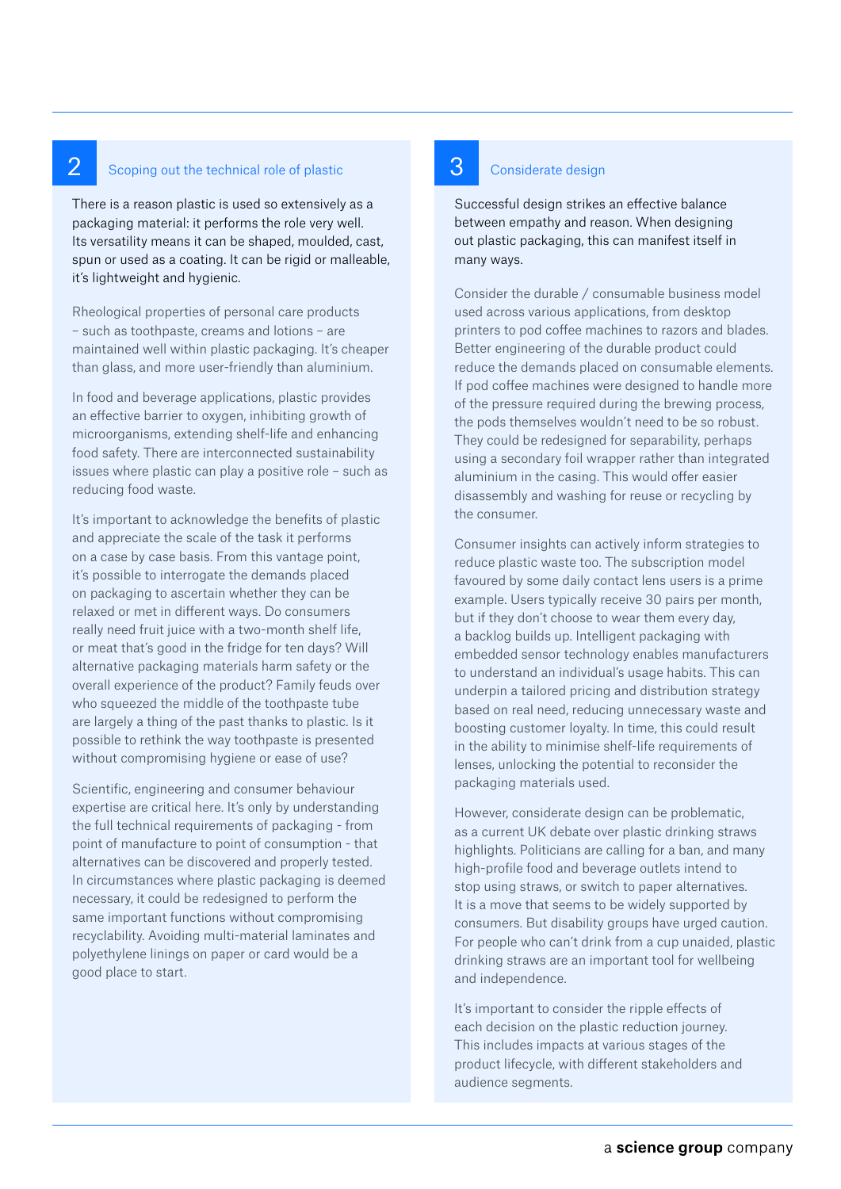## 2 Scoping out the technical role of plastic

There is a reason plastic is used so extensively as a packaging material: it performs the role very well. Its versatility means it can be shaped, moulded, cast, spun or used as a coating. It can be rigid or malleable, it's lightweight and hygienic.

Rheological properties of personal care products – such as toothpaste, creams and lotions – are maintained well within plastic packaging. It's cheaper than glass, and more user-friendly than aluminium.

In food and beverage applications, plastic provides an effective barrier to oxygen, inhibiting growth of microorganisms, extending shelf-life and enhancing food safety. There are interconnected sustainability issues where plastic can play a positive role – such as reducing food waste.

It's important to acknowledge the benefits of plastic and appreciate the scale of the task it performs on a case by case basis. From this vantage point, it's possible to interrogate the demands placed on packaging to ascertain whether they can be relaxed or met in different ways. Do consumers really need fruit juice with a two-month shelf life, or meat that's good in the fridge for ten days? Will alternative packaging materials harm safety or the overall experience of the product? Family feuds over who squeezed the middle of the toothpaste tube are largely a thing of the past thanks to plastic. Is it possible to rethink the way toothpaste is presented without compromising hygiene or ease of use?

Scientific, engineering and consumer behaviour expertise are critical here. It's only by understanding the full technical requirements of packaging - from point of manufacture to point of consumption - that alternatives can be discovered and properly tested. In circumstances where plastic packaging is deemed necessary, it could be redesigned to perform the same important functions without compromising recyclability. Avoiding multi-material laminates and polyethylene linings on paper or card would be a good place to start.

## 3 Considerate design

Successful design strikes an effective balance between empathy and reason. When designing out plastic packaging, this can manifest itself in many ways.

Consider the durable / consumable business model used across various applications, from desktop printers to pod coffee machines to razors and blades. Better engineering of the durable product could reduce the demands placed on consumable elements. If pod coffee machines were designed to handle more of the pressure required during the brewing process, the pods themselves wouldn't need to be so robust. They could be redesigned for separability, perhaps using a secondary foil wrapper rather than integrated aluminium in the casing. This would offer easier disassembly and washing for reuse or recycling by the consumer.

Consumer insights can actively inform strategies to reduce plastic waste too. The subscription model favoured by some daily contact lens users is a prime example. Users typically receive 30 pairs per month, but if they don't choose to wear them every day, a backlog builds up. Intelligent packaging with embedded sensor technology enables manufacturers to understand an individual's usage habits. This can underpin a tailored pricing and distribution strategy based on real need, reducing unnecessary waste and boosting customer loyalty. In time, this could result in the ability to minimise shelf-life requirements of lenses, unlocking the potential to reconsider the packaging materials used.

However, considerate design can be problematic, as a current UK debate over plastic drinking straws highlights. Politicians are calling for a ban, and many high-profile food and beverage outlets intend to stop using straws, or switch to paper alternatives. It is a move that seems to be widely supported by consumers. But disability groups have urged caution. For people who can't drink from a cup unaided, plastic drinking straws are an important tool for wellbeing and independence.

It's important to consider the ripple effects of each decision on the plastic reduction journey. This includes impacts at various stages of the product lifecycle, with different stakeholders and audience segments.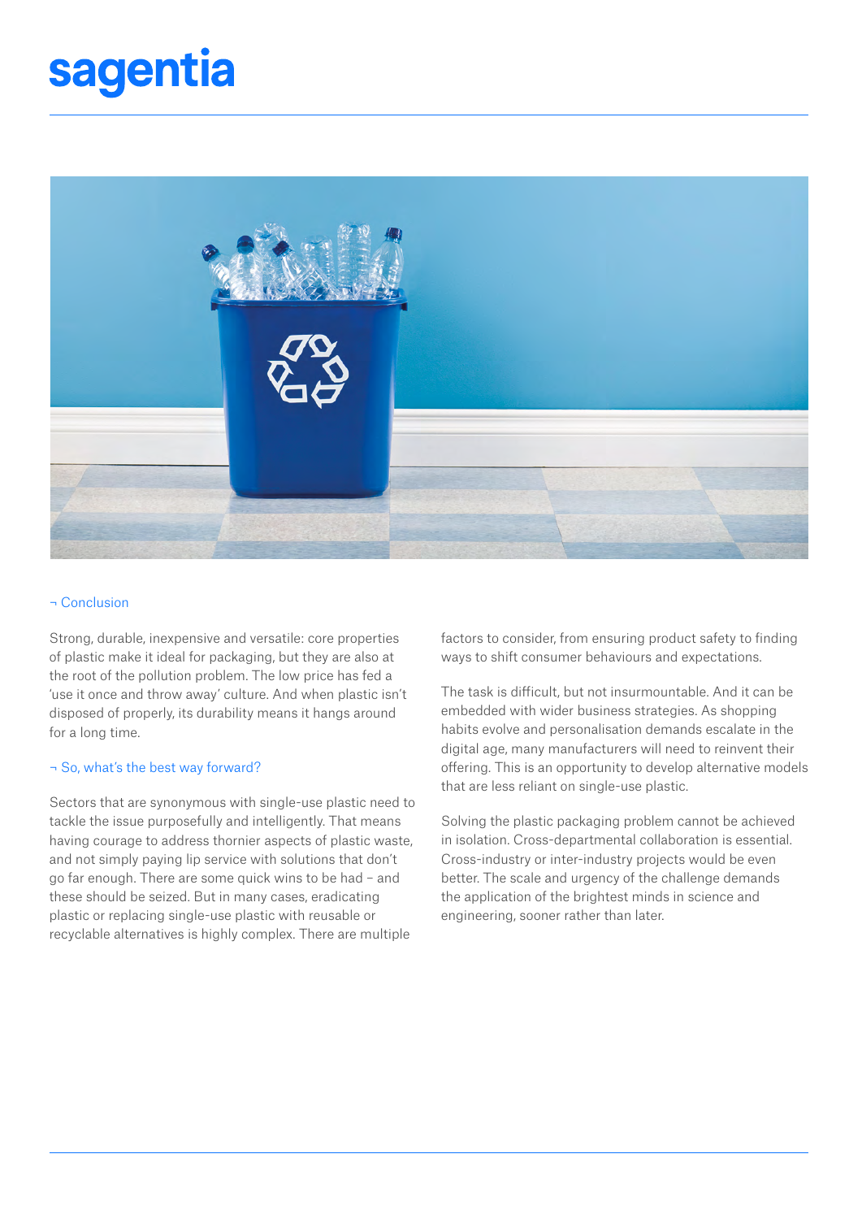## ¬ Conclusion

Strong, durable, inexpensive and versatile: core properties of plastic make it ideal for packaging, but they are also at the root of the pollution problem. The low price has fed a 'use it once and throw away' culture. And when plastic isn't disposed of properly, its durability means it hangs around for a long time.

## ¬ So, what's the best way forward?

Sectors that are synonymous with single-use plastic need to tackle the issue purposefully and intelligently. That means having courage to address thornier aspects of plastic waste, and not simply paying lip service with solutions that don't go far enough. There are some quick wins to be had – and these should be seized. But in many cases, eradicating plastic or replacing single-use plastic with reusable or recyclable alternatives is highly complex. There are multiple factors to consider, from ensuring product safety to finding ways to shift consumer behaviours and expectations.

The task is difficult, but not insurmountable. And it can be embedded with wider business strategies. As shopping habits evolve and personalisation demands escalate in the digital age, many manufacturers will need to reinvent their offering. This is an opportunity to develop alternative models that are less reliant on single-use plastic.

Solving the plastic packaging problem cannot be achieved in isolation. Cross-departmental collaboration is essential. Cross-industry or inter-industry projects would be even better. The scale and urgency of the challenge demands the application of the brightest minds in science and engineering, sooner rather than later.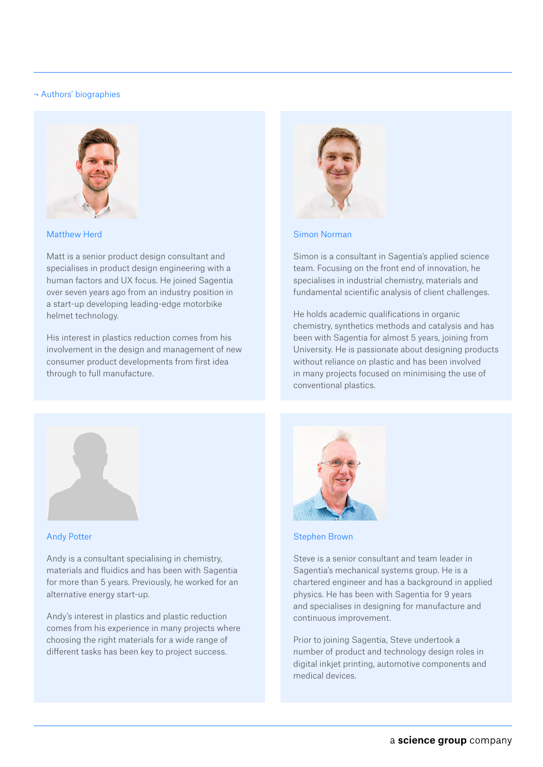## ¬ Authors' biographies

### Matthew Herd

Matt is a senior product design consultant and specialises in product design engineering with a human factors and UX focus. He joined Sagentia over seven years ago from an industry position in a start-up developing leading-edge motorbike helmet technology.

His interest in plastics reduction comes from his involvement in the design and management of new consumer product developments from first idea through to full manufacture.

### Simon Norman

Simon is a consultant in Sagentia's applied science team. Focusing on the front end of innovation, he specialises in industrial chemistry, materials and fundamental scientific analysis of client challenges.

He holds academic qualifications in organic chemistry, synthetics methods and catalysis and has been with Sagentia for almost 5 years, joining from University. He is passionate about designing products without reliance on plastic and has been involved in many projects focused on minimising the use of conventional plastics.

### Andy Potter

Andy is a consultant specialising in chemistry, materials and fluidics and has been with Sagentia for more than 5 years. Previously, he worked for an alternative energy start-up.

Andy's interest in plastics and plastic reduction comes from his experience in many projects where choosing the right materials for a wide range of different tasks has been key to project success.

### Stephen Brown

Steve is a senior consultant and team leader in Sagentia's mechanical systems group. He is a chartered engineer and has a background in applied physics. He has been with Sagentia for 9 years and specialises in designing for manufacture and continuous improvement.

Prior to joining Sagentia, Steve undertook a number of product and technology design roles in digital inkjet printing, automotive components and medical devices.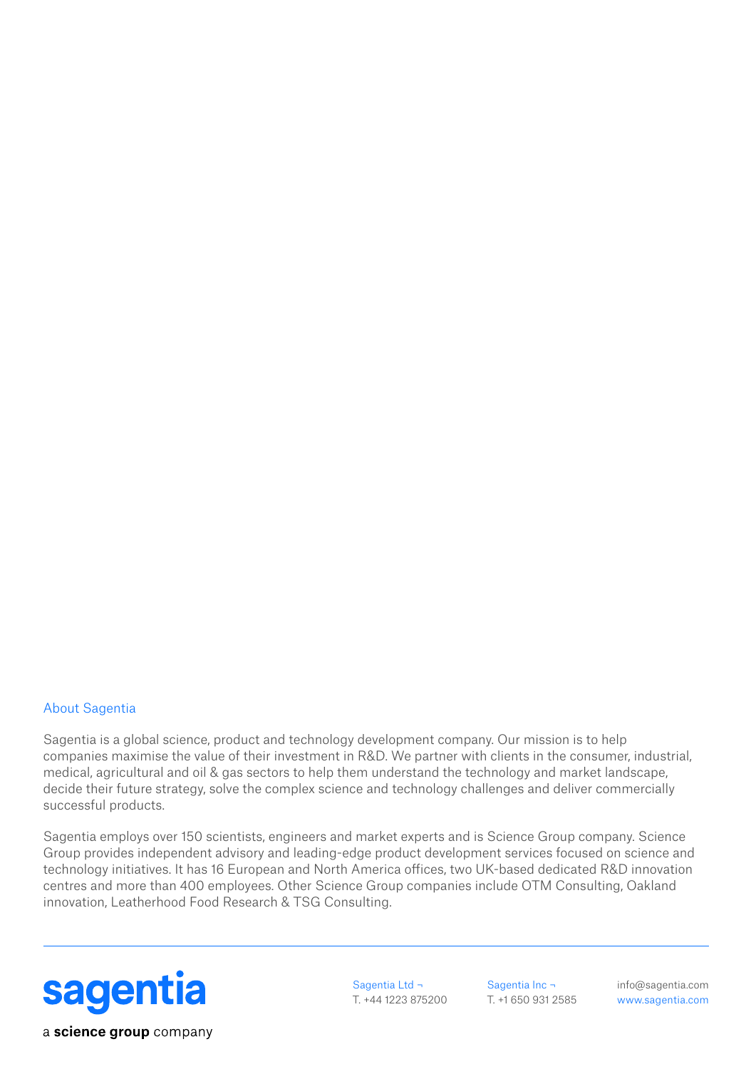## About Sagentia

Sagentia is a global science, product and technology development company. Our mission is to help companies maximise the value of their investment in R&D. We partner with clients in the consumer, industrial, medical, agricultural and oil & gas sectors to help them understand the technology and market landscape, decide their future strategy, solve the complex science and technology challenges and deliver commercially successful products.

Sagentia employs over 150 scientists, engineers and market experts and is Science Group company. Science Group provides independent advisory and leading-edge product development services focused on science and technology initiatives. It has 16 European and North America offices, two UK-based dedicated R&D innovation centres and more than 400 employees. Other Science Group companies include OTM Consulting, Oakland innovation, Leatherhood Food Research & TSG Consulting.

---

sagentia
a **science group** company

Sagentia Ltd ¬
T. +44 1223 875200

Sagentia Inc ¬
T. +1 650 931 2585

info@sagentia.com
www.sagentia.com